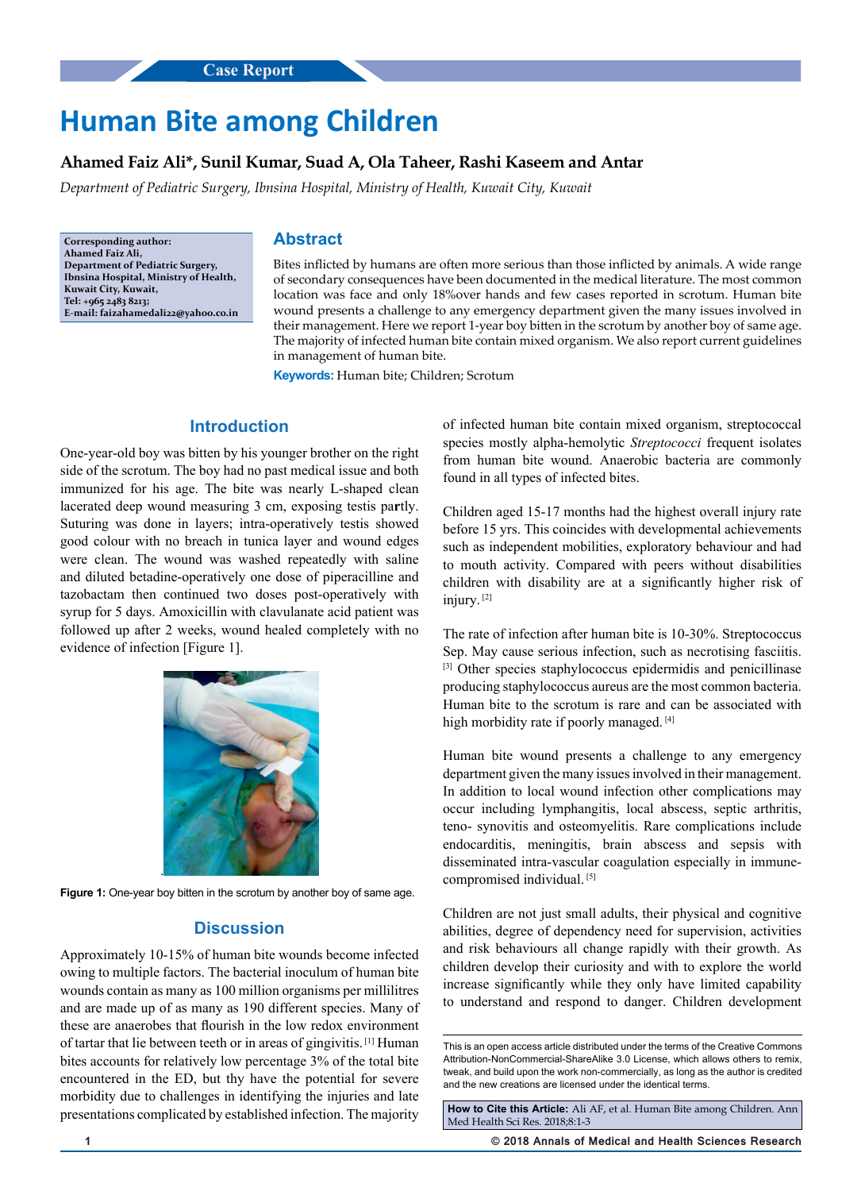Case Report

# Human Bite among Children

**Ahamed Faiz Ali*, Sunil Kumar, Suad A, Ola Taheer, Rashi Kaseem and Antar**

*Department of Pediatric Surgery, Ibnsina Hospital, Ministry of Health, Kuwait City, Kuwait*

**Corresponding author:**
**Ahamed Faiz Ali,**
**Department of Pediatric Surgery, Ibnsina Hospital, Ministry of Health, Kuwait City, Kuwait,**
**Tel: +965 2483 8213;**
**E-mail: faizahamedali22@yahoo.co.in**

## Abstract

Bites inflicted by humans are often more serious than those inflicted by animals. A wide range of secondary consequences have been documented in the medical literature. The most common location was face and only 18%over hands and few cases reported in scrotum. Human bite wound presents a challenge to any emergency department given the many issues involved in their management. Here we report 1-year boy bitten in the scrotum by another boy of same age. The majority of infected human bite contain mixed organism. We also report current guidelines in management of human bite.

**Keywords:** Human bite; Children; Scrotum

## Introduction

One-year-old boy was bitten by his younger brother on the right side of the scrotum. The boy had no past medical issue and both immunized for his age. The bite was nearly L-shaped clean lacerated deep wound measuring 3 cm, exposing testis partly. Suturing was done in layers; intra-operatively testis showed good colour with no breach in tunica layer and wound edges were clean. The wound was washed repeatedly with saline and diluted betadine-operatively one dose of piperacilline and tazobactam then continued two doses post-operatively with syrup for 5 days. Amoxicillin with clavulanate acid patient was followed up after 2 weeks, wound healed completely with no evidence of infection [Figure 1].

**Figure 1:** One-year boy bitten in the scrotum by another boy of same age.

## Discussion

Approximately 10-15% of human bite wounds become infected owing to multiple factors. The bacterial inoculum of human bite wounds contain as many as 100 million organisms per millilitres and are made up of as many as 190 different species. Many of these are anaerobes that flourish in the low redox environment of tartar that lie between teeth or in areas of gingivitis. [1] Human bites accounts for relatively low percentage 3% of the total bite encountered in the ED, but thy have the potential for severe morbidity due to challenges in identifying the injuries and late presentations complicated by established infection. The majority of infected human bite contain mixed organism, streptococcal species mostly alpha-hemolytic *Streptococci* frequent isolates from human bite wound. Anaerobic bacteria are commonly found in all types of infected bites.

Children aged 15-17 months had the highest overall injury rate before 15 yrs. This coincides with developmental achievements such as independent mobilities, exploratory behaviour and had to mouth activity. Compared with peers without disabilities children with disability are at a significantly higher risk of injury. [2]

The rate of infection after human bite is 10-30%. Streptococcus Sep. May cause serious infection, such as necrotising fasciitis. [3] Other species staphylococcus epidermidis and penicillinase producing staphylococcus aureus are the most common bacteria. Human bite to the scrotum is rare and can be associated with high morbidity rate if poorly managed. [4]

Human bite wound presents a challenge to any emergency department given the many issues involved in their management. In addition to local wound infection other complications may occur including lymphangitis, local abscess, septic arthritis, teno- synovitis and osteomyelitis. Rare complications include endocarditis, meningitis, brain abscess and sepsis with disseminated intra-vascular coagulation especially in immune-compromised individual. [5]

Children are not just small adults, their physical and cognitive abilities, degree of dependency need for supervision, activities and risk behaviours all change rapidly with their growth. As children develop their curiosity and with to explore the world increase significantly while they only have limited capability to understand and respond to danger. Children development

This is an open access article distributed under the terms of the Creative Commons Attribution-NonCommercial-ShareAlike 3.0 License, which allows others to remix, tweak, and build upon the work non-commercially, as long as the author is credited and the new creations are licensed under the identical terms.

**How to Cite this Article:** Ali AF, et al. Human Bite among Children. Ann Med Health Sci Res. 2018;8:1-3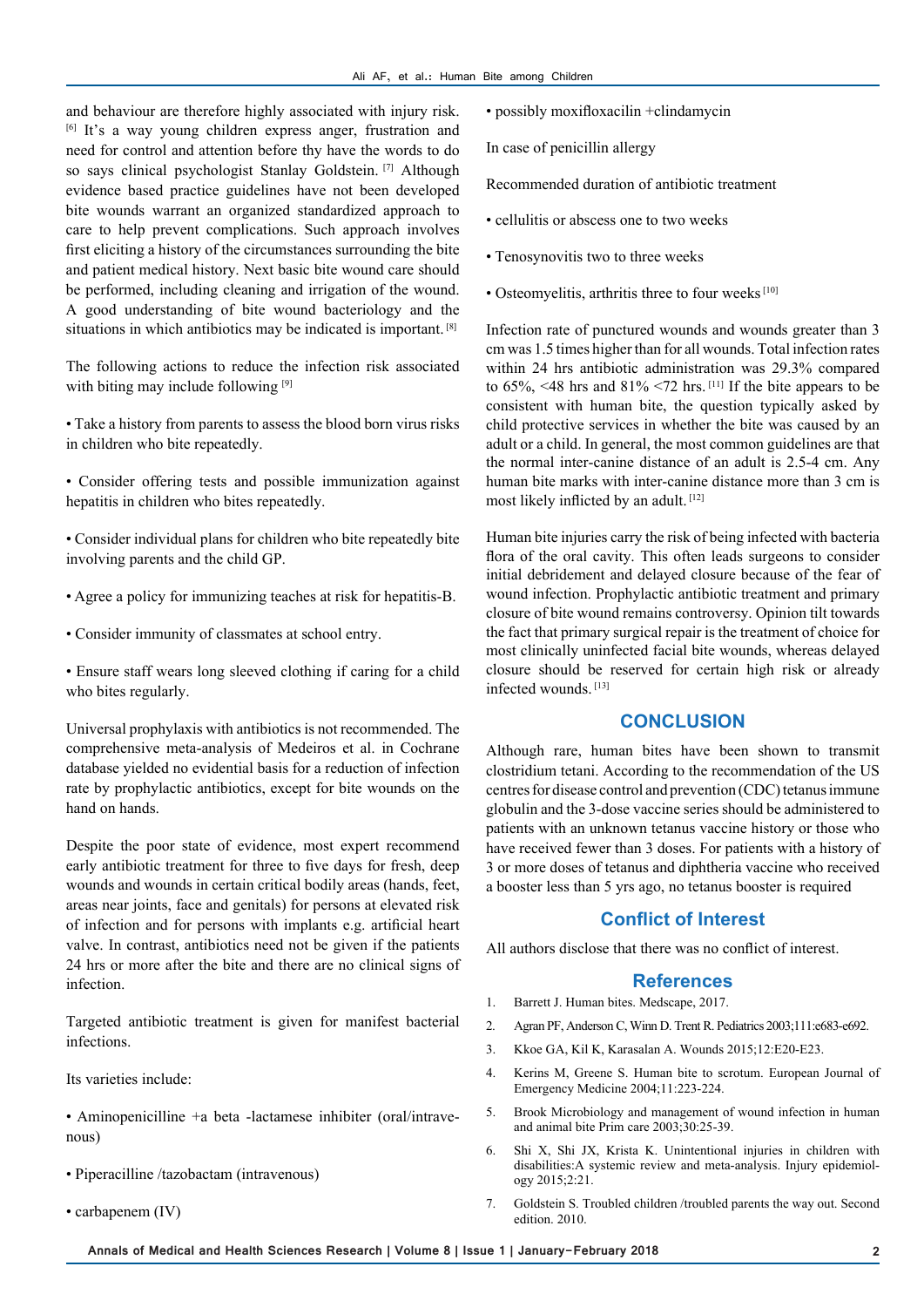and behaviour are therefore highly associated with injury risk.[6] It's a way young children express anger, frustration and need for control and attention before thy have the words to do so says clinical psychologist Stanlay Goldstein.[7] Although evidence based practice guidelines have not been developed bite wounds warrant an organized standardized approach to care to help prevent complications. Such approach involves first eliciting a history of the circumstances surrounding the bite and patient medical history. Next basic bite wound care should be performed, including cleaning and irrigation of the wound. A good understanding of bite wound bacteriology and the situations in which antibiotics may be indicated is important.[8]

The following actions to reduce the infection risk associated with biting may include following [9]

- Take a history from parents to assess the blood born virus risks in children who bite repeatedly.
- Consider offering tests and possible immunization against hepatitis in children who bites repeatedly.
- Consider individual plans for children who bite repeatedly bite involving parents and the child GP.
- Agree a policy for immunizing teaches at risk for hepatitis-B.
- Consider immunity of classmates at school entry.
- Ensure staff wears long sleeved clothing if caring for a child who bites regularly.

Universal prophylaxis with antibiotics is not recommended. The comprehensive meta-analysis of Medeiros et al. in Cochrane database yielded no evidential basis for a reduction of infection rate by prophylactic antibiotics, except for bite wounds on the hand on hands.

Despite the poor state of evidence, most expert recommend early antibiotic treatment for three to five days for fresh, deep wounds and wounds in certain critical bodily areas (hands, feet, areas near joints, face and genitals) for persons at elevated risk of infection and for persons with implants e.g. artificial heart valve. In contrast, antibiotics need not be given if the patients 24 hrs or more after the bite and there are no clinical signs of infection.

Targeted antibiotic treatment is given for manifest bacterial infections.

Its varieties include:

- Aminopenicilline +a beta -lactamese inhibiter (oral/intravenous)
- Piperacilline /tazobactam (intravenous)
- carbapenem (IV)
- possibly moxifloxacilin +clindamycin

In case of penicillin allergy

Recommended duration of antibiotic treatment

- cellulitis or abscess one to two weeks
- Tenosynovitis two to three weeks
- Osteomyelitis, arthritis three to four weeks [10]

Infection rate of punctured wounds and wounds greater than 3 cm was 1.5 times higher than for all wounds. Total infection rates within 24 hrs antibiotic administration was 29.3% compared to 65%, <48 hrs and 81% <72 hrs.[11] If the bite appears to be consistent with human bite, the question typically asked by child protective services in whether the bite was caused by an adult or a child. In general, the most common guidelines are that the normal inter-canine distance of an adult is 2.5-4 cm. Any human bite marks with inter-canine distance more than 3 cm is most likely inflicted by an adult.[12]

Human bite injuries carry the risk of being infected with bacteria flora of the oral cavity. This often leads surgeons to consider initial debridement and delayed closure because of the fear of wound infection. Prophylactic antibiotic treatment and primary closure of bite wound remains controversy. Opinion tilt towards the fact that primary surgical repair is the treatment of choice for most clinically uninfected facial bite wounds, whereas delayed closure should be reserved for certain high risk or already infected wounds.[13]

## CONCLUSION

Although rare, human bites have been shown to transmit clostridium tetani. According to the recommendation of the US centres for disease control and prevention (CDC) tetanus immune globulin and the 3-dose vaccine series should be administered to patients with an unknown tetanus vaccine history or those who have received fewer than 3 doses. For patients with a history of 3 or more doses of tetanus and diphtheria vaccine who received a booster less than 5 yrs ago, no tetanus booster is required

## Conflict of Interest

All authors disclose that there was no conflict of interest.

## References

1. Barrett J. Human bites. Medscape, 2017.
2. Agran PF, Anderson C, Winn D. Trent R. Pediatrics 2003;111:e683-e692.
3. Kkoe GA, Kil K, Karasalan A. Wounds 2015;12:E20-E23.
4. Kerins M, Greene S. Human bite to scrotum. European Journal of Emergency Medicine 2004;11:223-224.
5. Brook Microbiology and management of wound infection in human and animal bite Prim care 2003;30:25-39.
6. Shi X, Shi JX, Krista K. Unintentional injuries in children with disabilities:A systemic review and meta-analysis. Injury epidemiology 2015;2:21.
7. Goldstein S. Troubled children /troubled parents the way out. Second edition. 2010.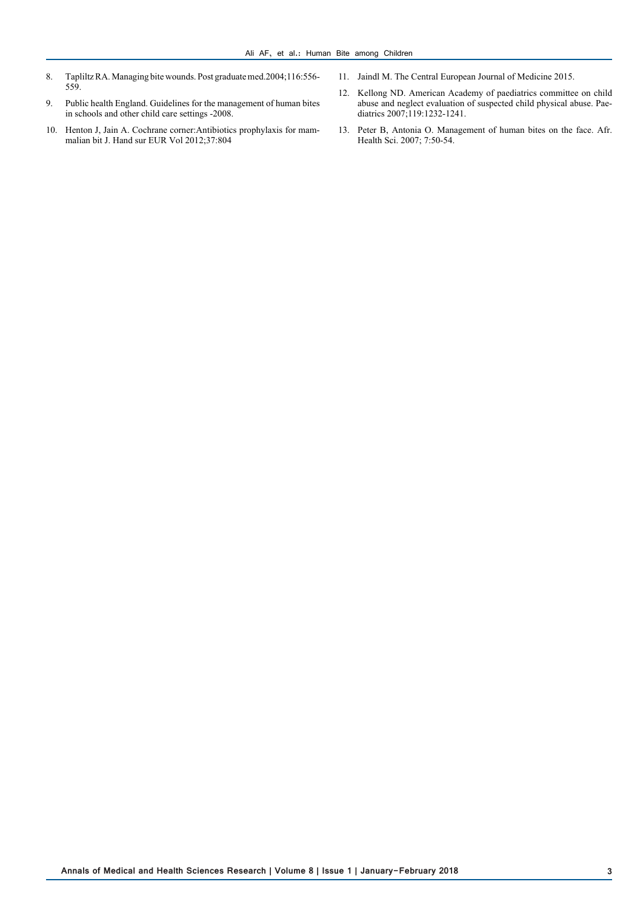8. Tapliltz RA. Managing bite wounds. Post graduate med.2004;116:556-559.
9. Public health England. Guidelines for the management of human bites in schools and other child care settings -2008.
10. Henton J, Jain A. Cochrane corner:Antibiotics prophylaxis for mammalian bit J. Hand sur EUR Vol 2012;37:804
11. Jaindl M. The Central European Journal of Medicine 2015.
12. Kellong ND. American Academy of paediatrics committee on child abuse and neglect evaluation of suspected child physical abuse. Paediatrics 2007;119:1232-1241.
13. Peter B, Antonia O. Management of human bites on the face. Afr. Health Sci. 2007; 7:50-54.